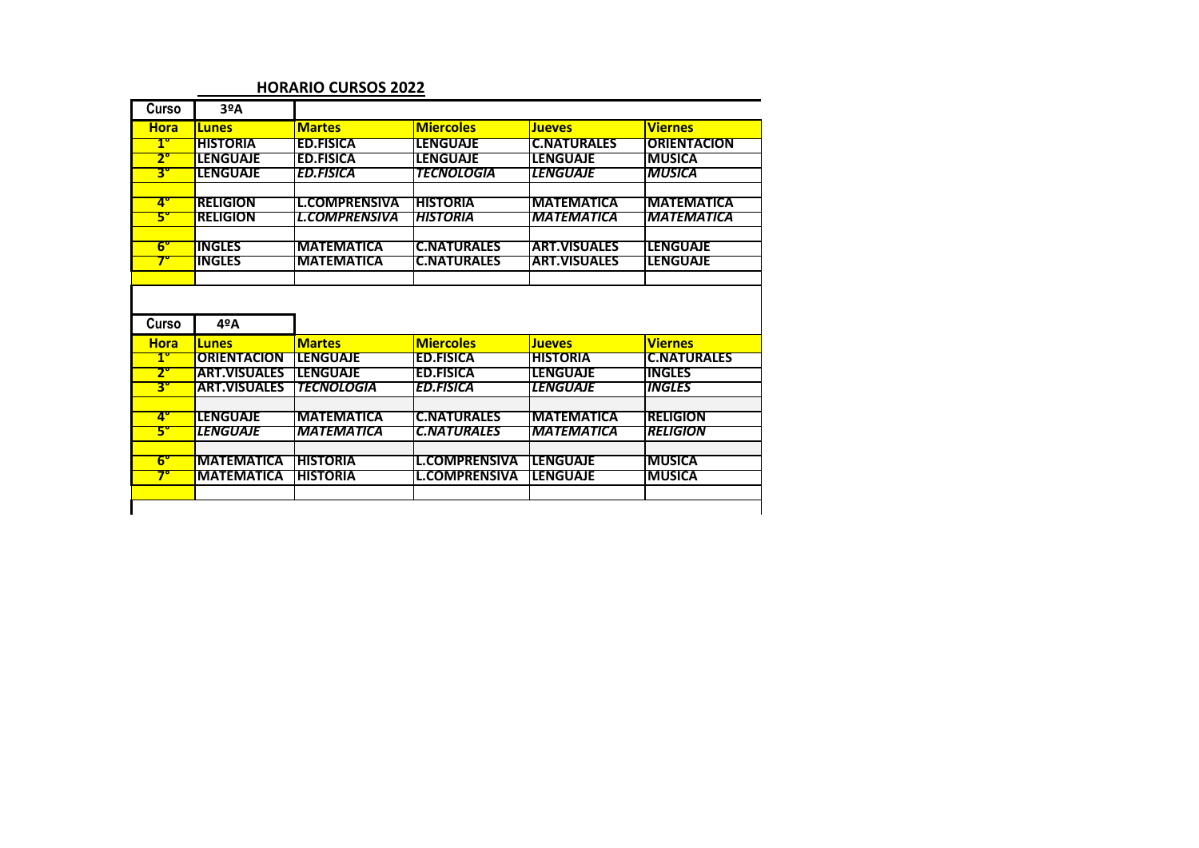## HORARIO CURSOS 2022

| Curso | 3ºA | | | | |
|---|---|---|---|---|---|
| **Hora** | **Lunes** | **Martes** | **Miercoles** | **Jueves** | **Viernes** |
| 1° | **HISTORIA** | **ED.FISICA** | **LENGUAJE** | **C.NATURALES** | **ORIENTACION** |
| 2° | **LENGUAJE** | **ED.FISICA** | **LENGUAJE** | **LENGUAJE** | **MUSICA** |
| 3° | **LENGUAJE** | ***ED.FISICA*** | ***TECNOLOGIA*** | ***LENGUAJE*** | ***MUSICA*** |
| | | | | | |
| 4° | **RELIGION** | **L.COMPRENSIVA** | **HISTORIA** | **MATEMATICA** | **MATEMATICA** |
| 5° | **RELIGION** | ***L.COMPRENSIVA*** | ***HISTORIA*** | ***MATEMATICA*** | ***MATEMATICA*** |
| | | | | | |
| 6° | **INGLES** | **MATEMATICA** | **C.NATURALES** | **ART.VISUALES** | **LENGUAJE** |
| 7° | **INGLES** | **MATEMATICA** | **C.NATURALES** | **ART.VISUALES** | **LENGUAJE** |

| Curso | 4ºA | | | | |
|---|---|---|---|---|---|
| **Hora** | **Lunes** | **Martes** | **Miercoles** | **Jueves** | **Viernes** |
| 1° | **ORIENTACION** | **LENGUAJE** | **ED.FISICA** | **HISTORIA** | **C.NATURALES** |
| 2° | **ART.VISUALES** | **LENGUAJE** | **ED.FISICA** | **LENGUAJE** | **INGLES** |
| 3° | **ART.VISUALES** | ***TECNOLOGIA*** | ***ED.FISICA*** | ***LENGUAJE*** | ***INGLES*** |
| | | | | | |
| 4° | **LENGUAJE** | **MATEMATICA** | **C.NATURALES** | **MATEMATICA** | **RELIGION** |
| 5° | ***LENGUAJE*** | ***MATEMATICA*** | ***C.NATURALES*** | ***MATEMATICA*** | ***RELIGION*** |
| | | | | | |
| 6° | **MATEMATICA** | **HISTORIA** | **L.COMPRENSIVA** | **LENGUAJE** | **MUSICA** |
| 7° | **MATEMATICA** | **HISTORIA** | **L.COMPRENSIVA** | **LENGUAJE** | **MUSICA** |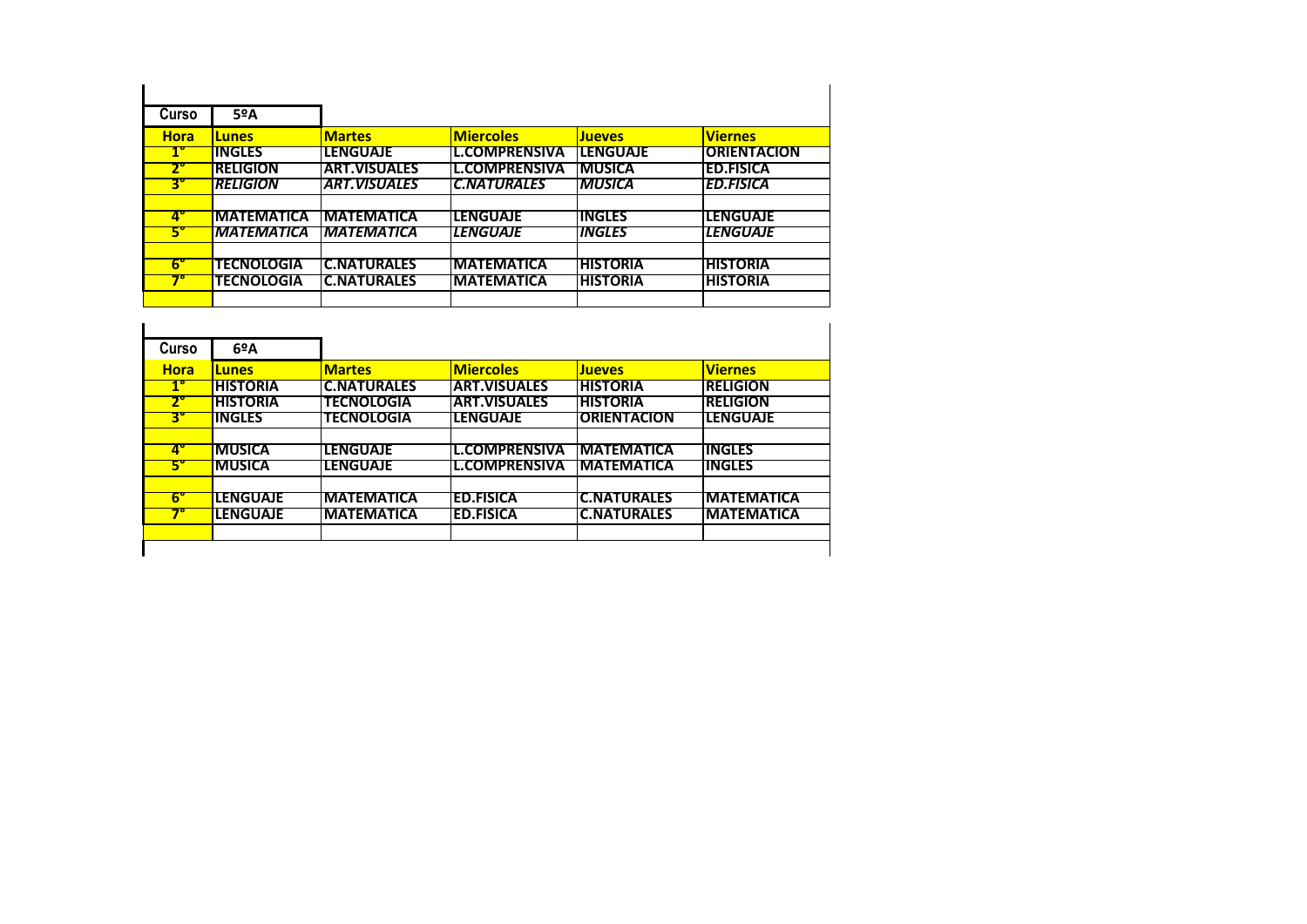| Curso | 5ºA | | | | |
|---|---|---|---|---|---|
| **Hora** | **Lunes** | **Martes** | **Miercoles** | **Jueves** | **Viernes** |
| 1° | INGLES | LENGUAJE | L.COMPRENSIVA | LENGUAJE | ORIENTACION |
| 2° | RELIGION | ART.VISUALES | L.COMPRENSIVA | MUSICA | ED.FISICA |
| 3° | *RELIGION* | *ART.VISUALES* | *C.NATURALES* | *MUSICA* | *ED.FISICA* |
| | | | | | |
| 4° | MATEMATICA | MATEMATICA | LENGUAJE | INGLES | LENGUAJE |
| 5° | *MATEMATICA* | *MATEMATICA* | *LENGUAJE* | *INGLES* | *LENGUAJE* |
| | | | | | |
| 6° | TECNOLOGIA | C.NATURALES | MATEMATICA | HISTORIA | HISTORIA |
| 7° | TECNOLOGIA | C.NATURALES | MATEMATICA | HISTORIA | HISTORIA |
| | | | | | |

| Curso | 6ºA | | | | |
|---|---|---|---|---|---|
| **Hora** | **Lunes** | **Martes** | **Miercoles** | **Jueves** | **Viernes** |
| 1° | HISTORIA | C.NATURALES | ART.VISUALES | HISTORIA | RELIGION |
| 2° | HISTORIA | TECNOLOGIA | ART.VISUALES | HISTORIA | RELIGION |
| 3° | INGLES | TECNOLOGIA | LENGUAJE | ORIENTACION | LENGUAJE |
| | | | | | |
| 4° | MUSICA | LENGUAJE | L.COMPRENSIVA | MATEMATICA | INGLES |
| 5° | MUSICA | LENGUAJE | L.COMPRENSIVA | MATEMATICA | INGLES |
| | | | | | |
| 6° | LENGUAJE | MATEMATICA | ED.FISICA | C.NATURALES | MATEMATICA |
| 7° | LENGUAJE | MATEMATICA | ED.FISICA | C.NATURALES | MATEMATICA |
| | | | | | |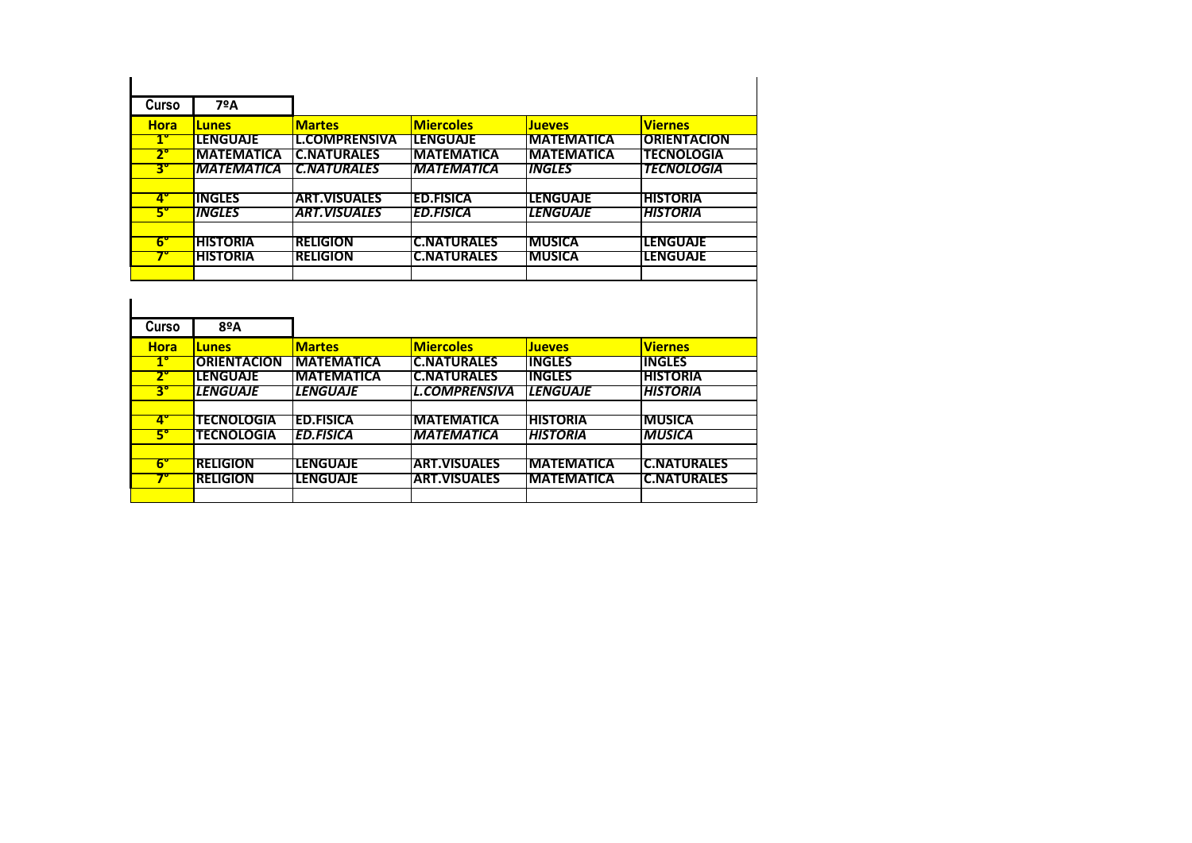| Curso | 7ºA | | | | |
|---|---|---|---|---|---|
| **Hora** | **Lunes** | **Martes** | **Miercoles** | **Jueves** | **Viernes** |
| **1°** | **LENGUAJE** | **L.COMPRENSIVA** | **LENGUAJE** | **MATEMATICA** | **ORIENTACION** |
| **2°** | **MATEMATICA** | **C.NATURALES** | **MATEMATICA** | **MATEMATICA** | **TECNOLOGIA** |
| **3°** | ***MATEMATICA*** | ***C.NATURALES*** | ***MATEMATICA*** | ***INGLES*** | ***TECNOLOGIA*** |
| | | | | | |
| **4°** | **INGLES** | **ART.VISUALES** | **ED.FISICA** | **LENGUAJE** | **HISTORIA** |
| **5°** | ***INGLES*** | ***ART.VISUALES*** | ***ED.FISICA*** | ***LENGUAJE*** | ***HISTORIA*** |
| | | | | | |
| **6°** | **HISTORIA** | **RELIGION** | **C.NATURALES** | **MUSICA** | **LENGUAJE** |
| **7°** | **HISTORIA** | **RELIGION** | **C.NATURALES** | **MUSICA** | **LENGUAJE** |
| | | | | | |

| Curso | 8ºA | | | | |
|---|---|---|---|---|---|
| **Hora** | **Lunes** | **Martes** | **Miercoles** | **Jueves** | **Viernes** |
| **1°** | **ORIENTACION** | **MATEMATICA** | **C.NATURALES** | **INGLES** | **INGLES** |
| **2°** | **LENGUAJE** | **MATEMATICA** | **C.NATURALES** | **INGLES** | **HISTORIA** |
| **3°** | ***LENGUAJE*** | ***LENGUAJE*** | ***L.COMPRENSIVA*** | ***LENGUAJE*** | ***HISTORIA*** |
| | | | | | |
| **4°** | **TECNOLOGIA** | **ED.FISICA** | **MATEMATICA** | **HISTORIA** | **MUSICA** |
| **5°** | **TECNOLOGIA** | ***ED.FISICA*** | ***MATEMATICA*** | ***HISTORIA*** | ***MUSICA*** |
| | | | | | |
| **6°** | **RELIGION** | **LENGUAJE** | **ART.VISUALES** | **MATEMATICA** | **C.NATURALES** |
| **7°** | **RELIGION** | **LENGUAJE** | **ART.VISUALES** | **MATEMATICA** | **C.NATURALES** |
| | | | | | |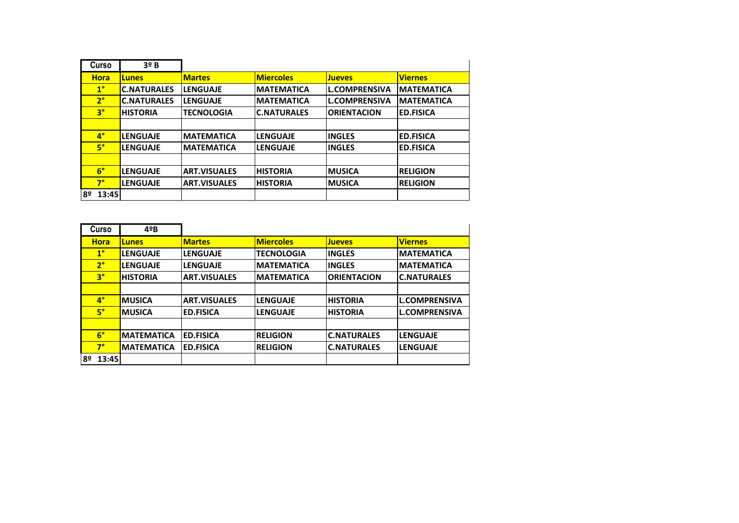| Curso | 3º B | | | | |
|---|---|---|---|---|---|
| **Hora** | **Lunes** | **Martes** | **Miercoles** | **Jueves** | **Viernes** |
| **1°** | **C.NATURALES** | **LENGUAJE** | **MATEMATICA** | **L.COMPRENSIVA** | **MATEMATICA** |
| **2°** | **C.NATURALES** | **LENGUAJE** | **MATEMATICA** | **L.COMPRENSIVA** | **MATEMATICA** |
| **3°** | **HISTORIA** | **TECNOLOGIA** | **C.NATURALES** | **ORIENTACION** | **ED.FISICA** |
| | | | | | |
| **4°** | **LENGUAJE** | **MATEMATICA** | **LENGUAJE** | **INGLES** | **ED.FISICA** |
| **5°** | **LENGUAJE** | **MATEMATICA** | **LENGUAJE** | **INGLES** | **ED.FISICA** |
| | | | | | |
| **6°** | **LENGUAJE** | **ART.VISUALES** | **HISTORIA** | **MUSICA** | **RELIGION** |
| **7°** | **LENGUAJE** | **ART.VISUALES** | **HISTORIA** | **MUSICA** | **RELIGION** |
| **8º 13:45** | | | | | |

| Curso | 4ºB | | | | |
|---|---|---|---|---|---|
| **Hora** | **Lunes** | **Martes** | **Miercoles** | **Jueves** | **Viernes** |
| **1°** | **LENGUAJE** | **LENGUAJE** | **TECNOLOGIA** | **INGLES** | **MATEMATICA** |
| **2°** | **LENGUAJE** | **LENGUAJE** | **MATEMATICA** | **INGLES** | **MATEMATICA** |
| **3°** | **HISTORIA** | **ART.VISUALES** | **MATEMATICA** | **ORIENTACION** | **C.NATURALES** |
| | | | | | |
| **4°** | **MUSICA** | **ART.VISUALES** | **LENGUAJE** | **HISTORIA** | **L.COMPRENSIVA** |
| **5°** | **MUSICA** | **ED.FISICA** | **LENGUAJE** | **HISTORIA** | **L.COMPRENSIVA** |
| | | | | | |
| **6°** | **MATEMATICA** | **ED.FISICA** | **RELIGION** | **C.NATURALES** | **LENGUAJE** |
| **7°** | **MATEMATICA** | **ED.FISICA** | **RELIGION** | **C.NATURALES** | **LENGUAJE** |
| **8º 13:45** | | | | | |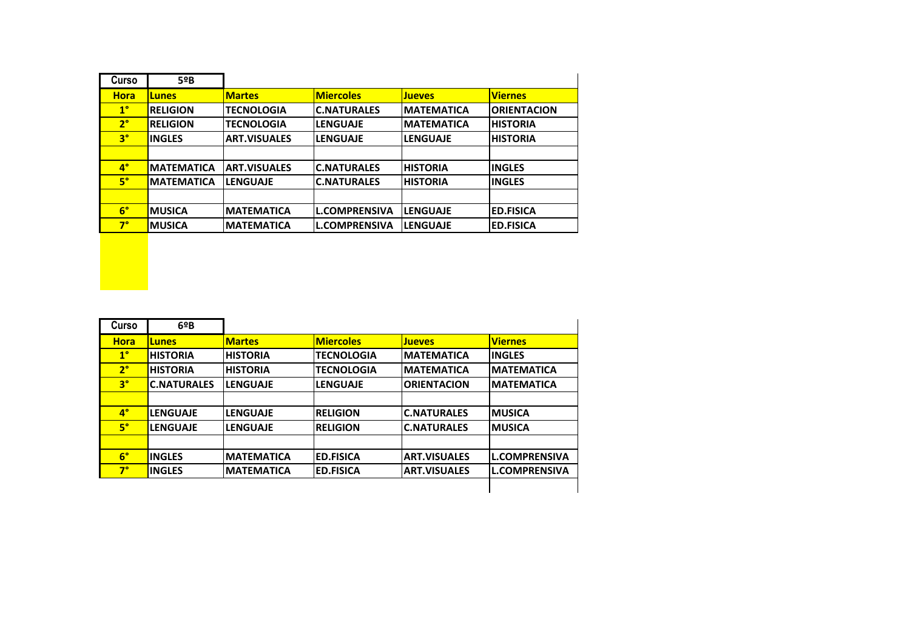| Curso | 5ºB | | | | |
|---|---|---|---|---|---|
| **Hora** | **Lunes** | **Martes** | **Miercoles** | **Jueves** | **Viernes** |
| **1°** | **RELIGION** | **TECNOLOGIA** | **C.NATURALES** | **MATEMATICA** | **ORIENTACION** |
| **2°** | **RELIGION** | **TECNOLOGIA** | **LENGUAJE** | **MATEMATICA** | **HISTORIA** |
| **3°** | **INGLES** | **ART.VISUALES** | **LENGUAJE** | **LENGUAJE** | **HISTORIA** |
| | | | | | |
| **4°** | **MATEMATICA** | **ART.VISUALES** | **C.NATURALES** | **HISTORIA** | **INGLES** |
| **5°** | **MATEMATICA** | **LENGUAJE** | **C.NATURALES** | **HISTORIA** | **INGLES** |
| | | | | | |
| **6°** | **MUSICA** | **MATEMATICA** | **L.COMPRENSIVA** | **LENGUAJE** | **ED.FISICA** |
| **7°** | **MUSICA** | **MATEMATICA** | **L.COMPRENSIVA** | **LENGUAJE** | **ED.FISICA** |

| Curso | 6ºB | | | | |
|---|---|---|---|---|---|
| **Hora** | **Lunes** | **Martes** | **Miercoles** | **Jueves** | **Viernes** |
| **1°** | **HISTORIA** | **HISTORIA** | **TECNOLOGIA** | **MATEMATICA** | **INGLES** |
| **2°** | **HISTORIA** | **HISTORIA** | **TECNOLOGIA** | **MATEMATICA** | **MATEMATICA** |
| **3°** | **C.NATURALES** | **LENGUAJE** | **LENGUAJE** | **ORIENTACION** | **MATEMATICA** |
| | | | | | |
| **4°** | **LENGUAJE** | **LENGUAJE** | **RELIGION** | **C.NATURALES** | **MUSICA** |
| **5°** | **LENGUAJE** | **LENGUAJE** | **RELIGION** | **C.NATURALES** | **MUSICA** |
| | | | | | |
| **6°** | **INGLES** | **MATEMATICA** | **ED.FISICA** | **ART.VISUALES** | **L.COMPRENSIVA** |
| **7°** | **INGLES** | **MATEMATICA** | **ED.FISICA** | **ART.VISUALES** | **L.COMPRENSIVA** |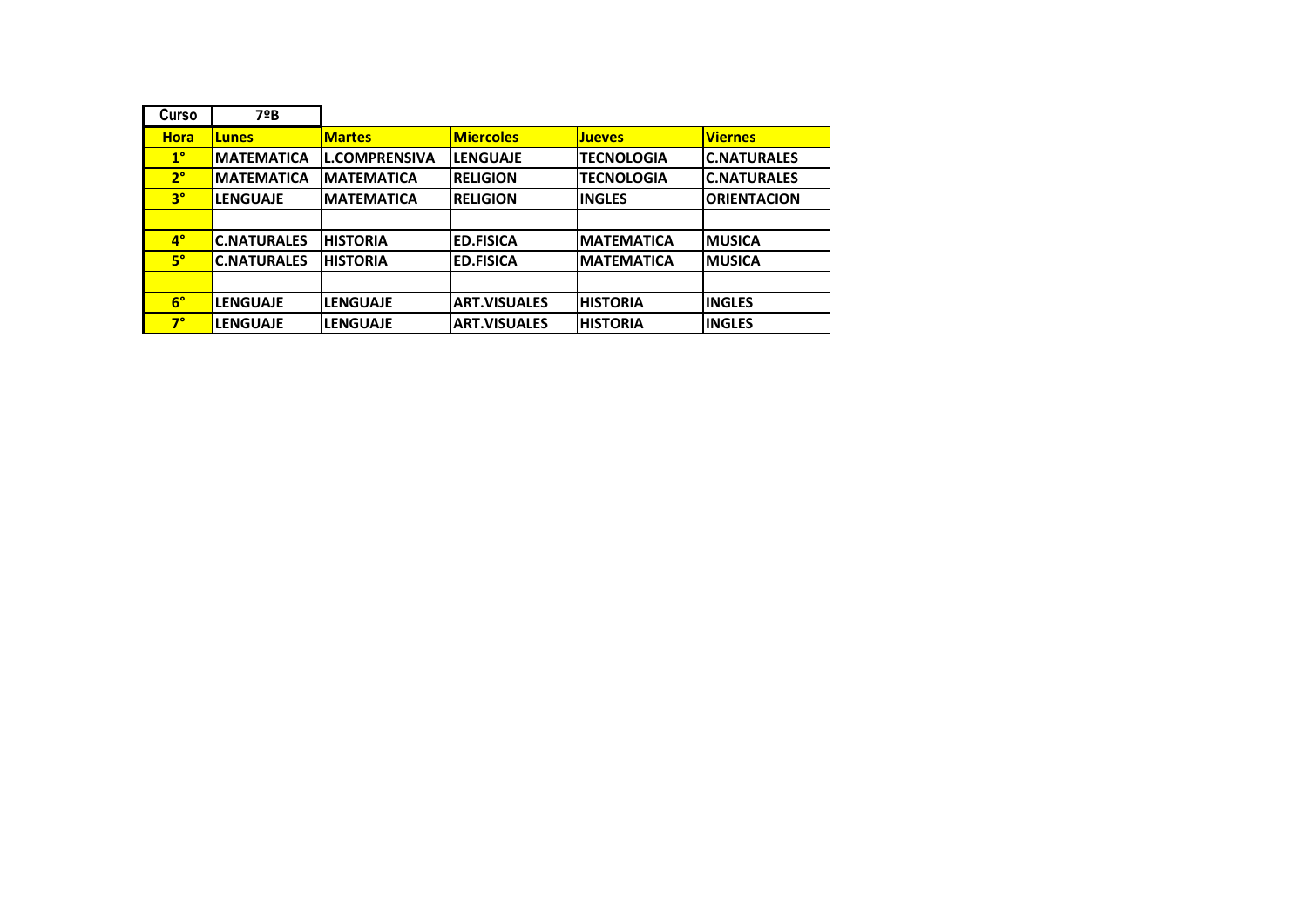| Curso | 7ºB | | | | |
|---|---|---|---|---|---|
| **Hora** | **Lunes** | **Martes** | **Miercoles** | **Jueves** | **Viernes** |
| **1°** | **MATEMATICA** | **L.COMPRENSIVA** | **LENGUAJE** | **TECNOLOGIA** | **C.NATURALES** |
| **2°** | **MATEMATICA** | **MATEMATICA** | **RELIGION** | **TECNOLOGIA** | **C.NATURALES** |
| **3°** | **LENGUAJE** | **MATEMATICA** | **RELIGION** | **INGLES** | **ORIENTACION** |
| | | | | | |
| **4°** | **C.NATURALES** | **HISTORIA** | **ED.FISICA** | **MATEMATICA** | **MUSICA** |
| **5°** | **C.NATURALES** | **HISTORIA** | **ED.FISICA** | **MATEMATICA** | **MUSICA** |
| | | | | | |
| **6°** | **LENGUAJE** | **LENGUAJE** | **ART.VISUALES** | **HISTORIA** | **INGLES** |
| **7°** | **LENGUAJE** | **LENGUAJE** | **ART.VISUALES** | **HISTORIA** | **INGLES** |